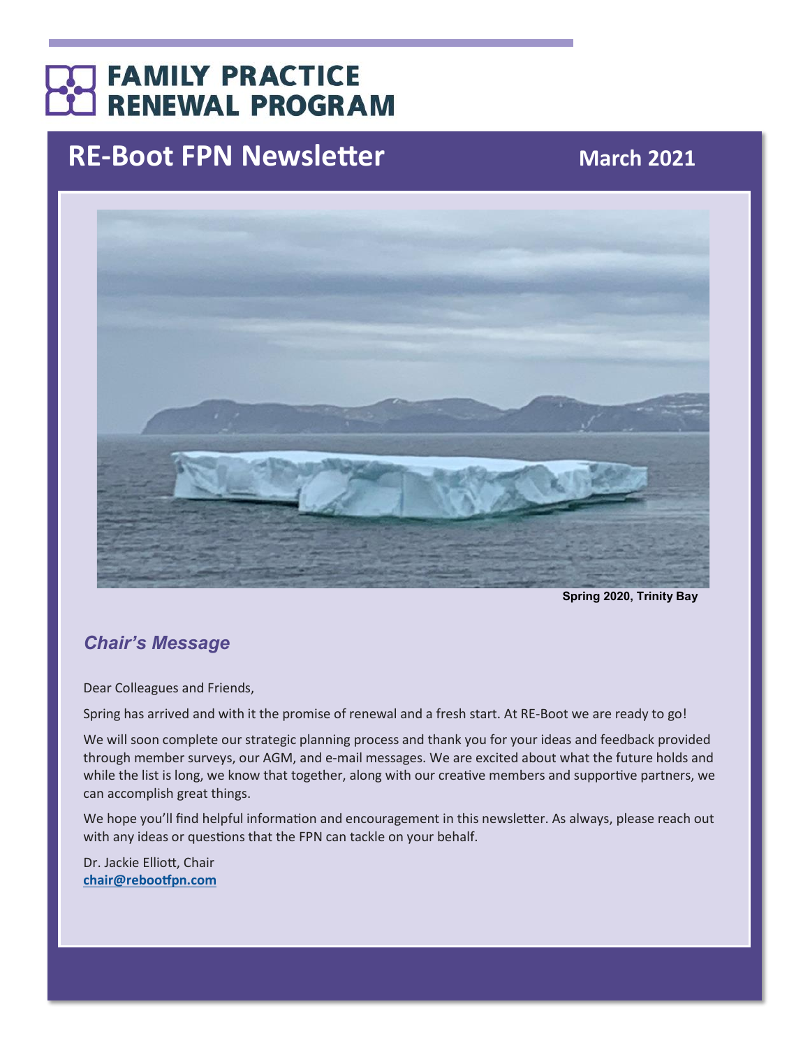# FAMILY PRACTICE RENEWAL PROGRAM

## RE-Boot FPN Newsletter

**March 2021**

**Spring 2020, Trinity Bay**

### *Chair's Message*

Dear Colleagues and Friends,

Spring has arrived and with it the promise of renewal and a fresh start. At RE-Boot we are ready to go!

We will soon complete our strategic planning process and thank you for your ideas and feedback provided through member surveys, our AGM, and e-mail messages. We are excited about what the future holds and while the list is long, we know that together, along with our creative members and supportive partners, we can accomplish great things.

We hope you'll find helpful information and encouragement in this newsletter. As always, please reach out with any ideas or questions that the FPN can tackle on your behalf.

Dr. Jackie Elliott, Chair
**chair@rebootfpn.com**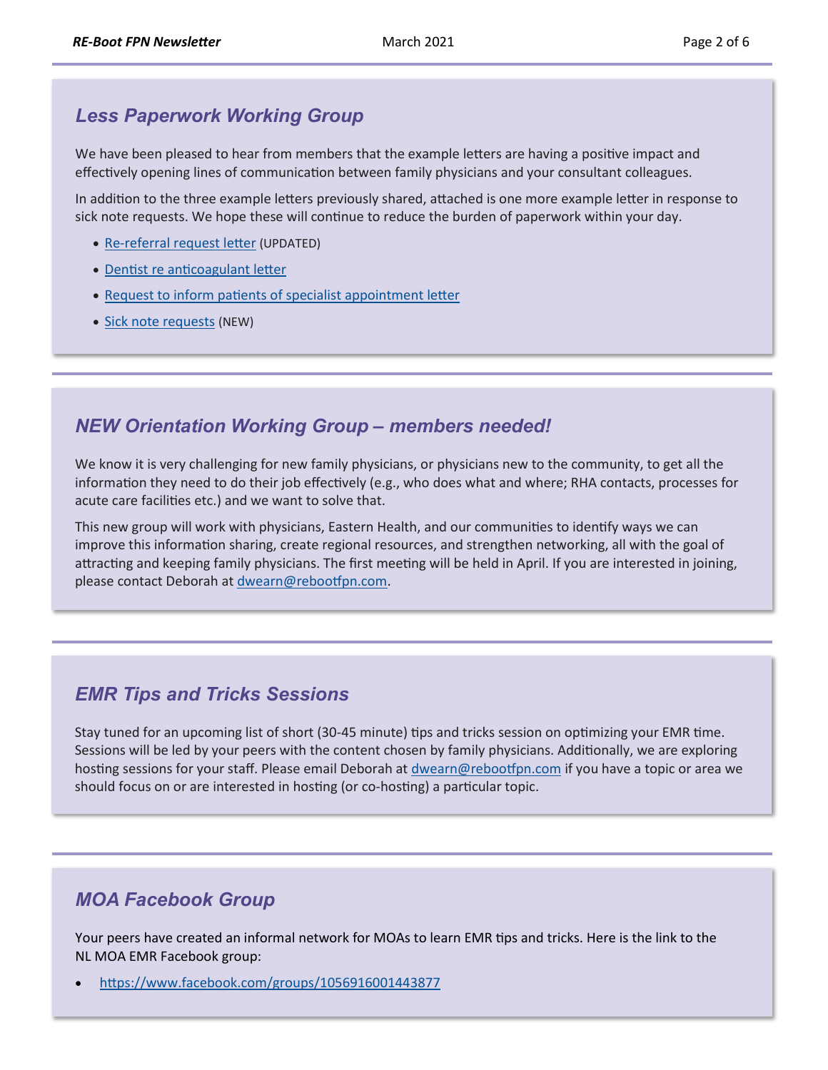## *Less Paperwork Working Group*

We have been pleased to hear from members that the example letters are having a positive impact and effectively opening lines of communication between family physicians and your consultant colleagues.

In addition to the three example letters previously shared, attached is one more example letter in response to sick note requests. We hope these will continue to reduce the burden of paperwork within your day.

- Re-referral request letter (UPDATED)
- Dentist re anticoagulant letter
- Request to inform patients of specialist appointment letter
- Sick note requests (NEW)

## *NEW Orientation Working Group – members needed!*

We know it is very challenging for new family physicians, or physicians new to the community, to get all the information they need to do their job effectively (e.g., who does what and where; RHA contacts, processes for acute care facilities etc.) and we want to solve that.

This new group will work with physicians, Eastern Health, and our communities to identify ways we can improve this information sharing, create regional resources, and strengthen networking, all with the goal of attracting and keeping family physicians. The first meeting will be held in April. If you are interested in joining, please contact Deborah at dwearn@rebootfpn.com.

## *EMR Tips and Tricks Sessions*

Stay tuned for an upcoming list of short (30-45 minute) tips and tricks session on optimizing your EMR time. Sessions will be led by your peers with the content chosen by family physicians. Additionally, we are exploring hosting sessions for your staff. Please email Deborah at dwearn@rebootfpn.com if you have a topic or area we should focus on or are interested in hosting (or co-hosting) a particular topic.

## *MOA Facebook Group*

Your peers have created an informal network for MOAs to learn EMR tips and tricks. Here is the link to the NL MOA EMR Facebook group:

- https://www.facebook.com/groups/1056916001443877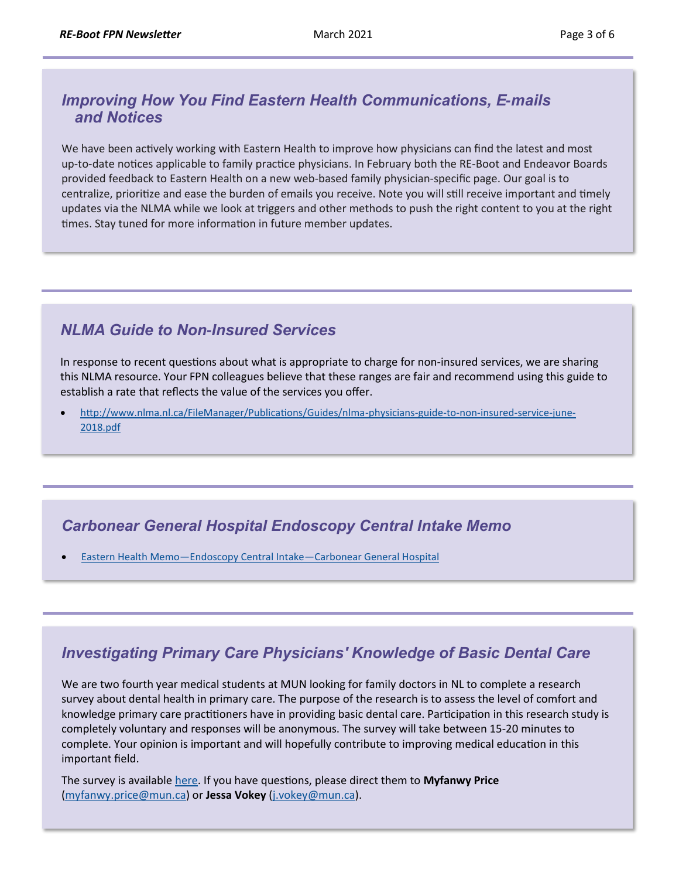## Improving How You Find Eastern Health Communications, E-mails and Notices

We have been actively working with Eastern Health to improve how physicians can find the latest and most up-to-date notices applicable to family practice physicians. In February both the RE-Boot and Endeavor Boards provided feedback to Eastern Health on a new web-based family physician-specific page. Our goal is to centralize, prioritize and ease the burden of emails you receive. Note you will still receive important and timely updates via the NLMA while we look at triggers and other methods to push the right content to you at the right times. Stay tuned for more information in future member updates.

## NLMA Guide to Non-Insured Services

In response to recent questions about what is appropriate to charge for non-insured services, we are sharing this NLMA resource. Your FPN colleagues believe that these ranges are fair and recommend using this guide to establish a rate that reflects the value of the services you offer.

- http://www.nlma.nl.ca/FileManager/Publications/Guides/nlma-physicians-guide-to-non-insured-service-june-2018.pdf

## Carbonear General Hospital Endoscopy Central Intake Memo

- Eastern Health Memo—Endoscopy Central Intake—Carbonear General Hospital

## Investigating Primary Care Physicians' Knowledge of Basic Dental Care

We are two fourth year medical students at MUN looking for family doctors in NL to complete a research survey about dental health in primary care. The purpose of the research is to assess the level of comfort and knowledge primary care practitioners have in providing basic dental care. Participation in this research study is completely voluntary and responses will be anonymous. The survey will take between 15-20 minutes to complete. Your opinion is important and will hopefully contribute to improving medical education in this important field.

The survey is available here. If you have questions, please direct them to **Myfanwy Price** (myfanwy.price@mun.ca) or **Jessa Vokey** (j.vokey@mun.ca).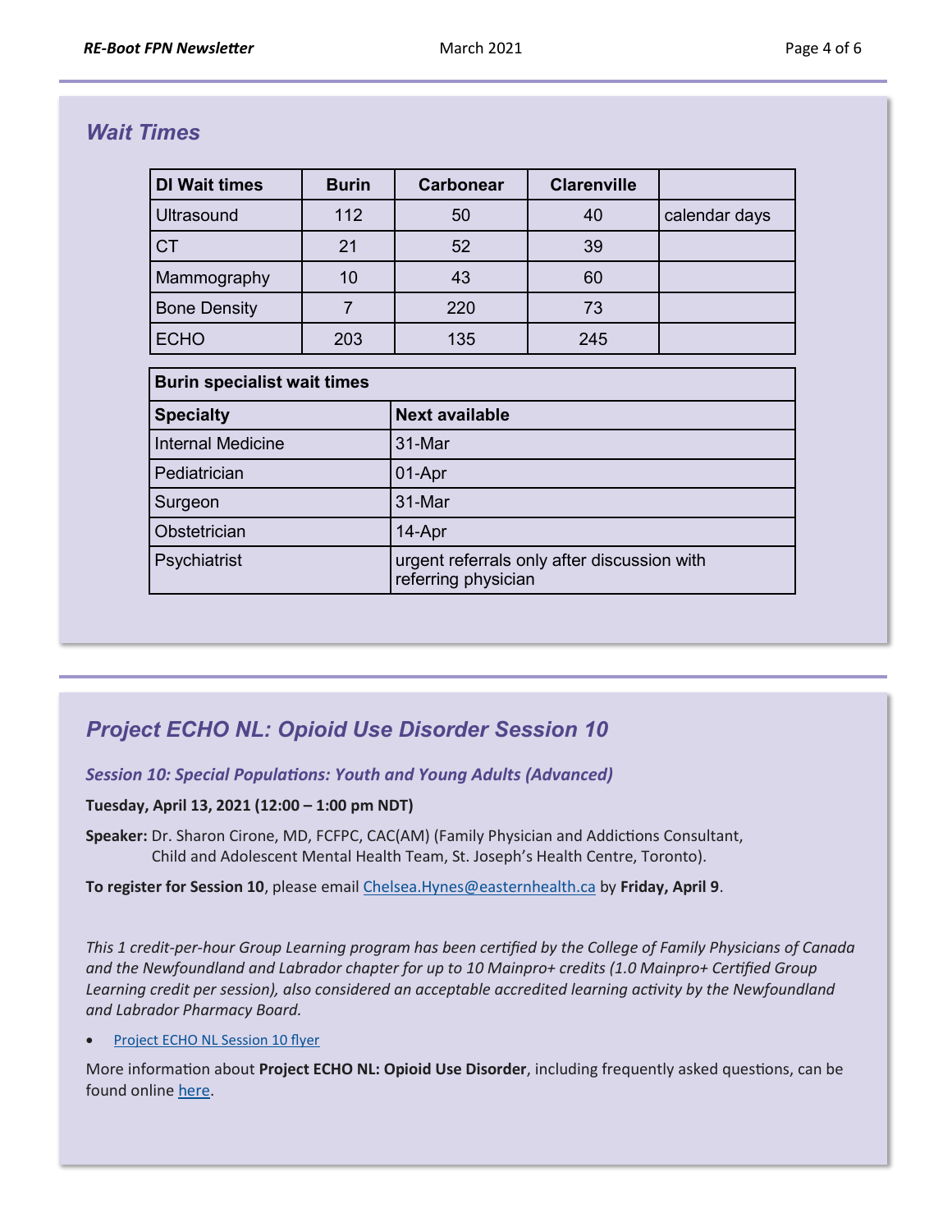## *Wait Times*

| DI Wait times | Burin | Carbonear | Clarenville | |
|---|---|---|---|---|
| Ultrasound | 112 | 50 | 40 | calendar days |
| CT | 21 | 52 | 39 | |
| Mammography | 10 | 43 | 60 | |
| Bone Density | 7 | 220 | 73 | |
| ECHO | 203 | 135 | 245 | |

| **Burin specialist wait times** | |
|---|---|
| **Specialty** | **Next available** |
| Internal Medicine | 31-Mar |
| Pediatrician | 01-Apr |
| Surgeon | 31-Mar |
| Obstetrician | 14-Apr |
| Psychiatrist | urgent referrals only after discussion with referring physician |

## *Project ECHO NL: Opioid Use Disorder Session 10*

### *Session 10: Special Populations: Youth and Young Adults (Advanced)*

**Tuesday, April 13, 2021 (12:00 – 1:00 pm NDT)**

**Speaker:** Dr. Sharon Cirone, MD, FCFPC, CAC(AM) (Family Physician and Addictions Consultant, Child and Adolescent Mental Health Team, St. Joseph's Health Centre, Toronto).

**To register for Session 10**, please email Chelsea.Hynes@easternhealth.ca by **Friday, April 9**.

*This 1 credit-per-hour Group Learning program has been certified by the College of Family Physicians of Canada and the Newfoundland and Labrador chapter for up to 10 Mainpro+ credits (1.0 Mainpro+ Certified Group Learning credit per session), also considered an acceptable accredited learning activity by the Newfoundland and Labrador Pharmacy Board.*

- Project ECHO NL Session 10 flyer

More information about **Project ECHO NL: Opioid Use Disorder**, including frequently asked questions, can be found online here.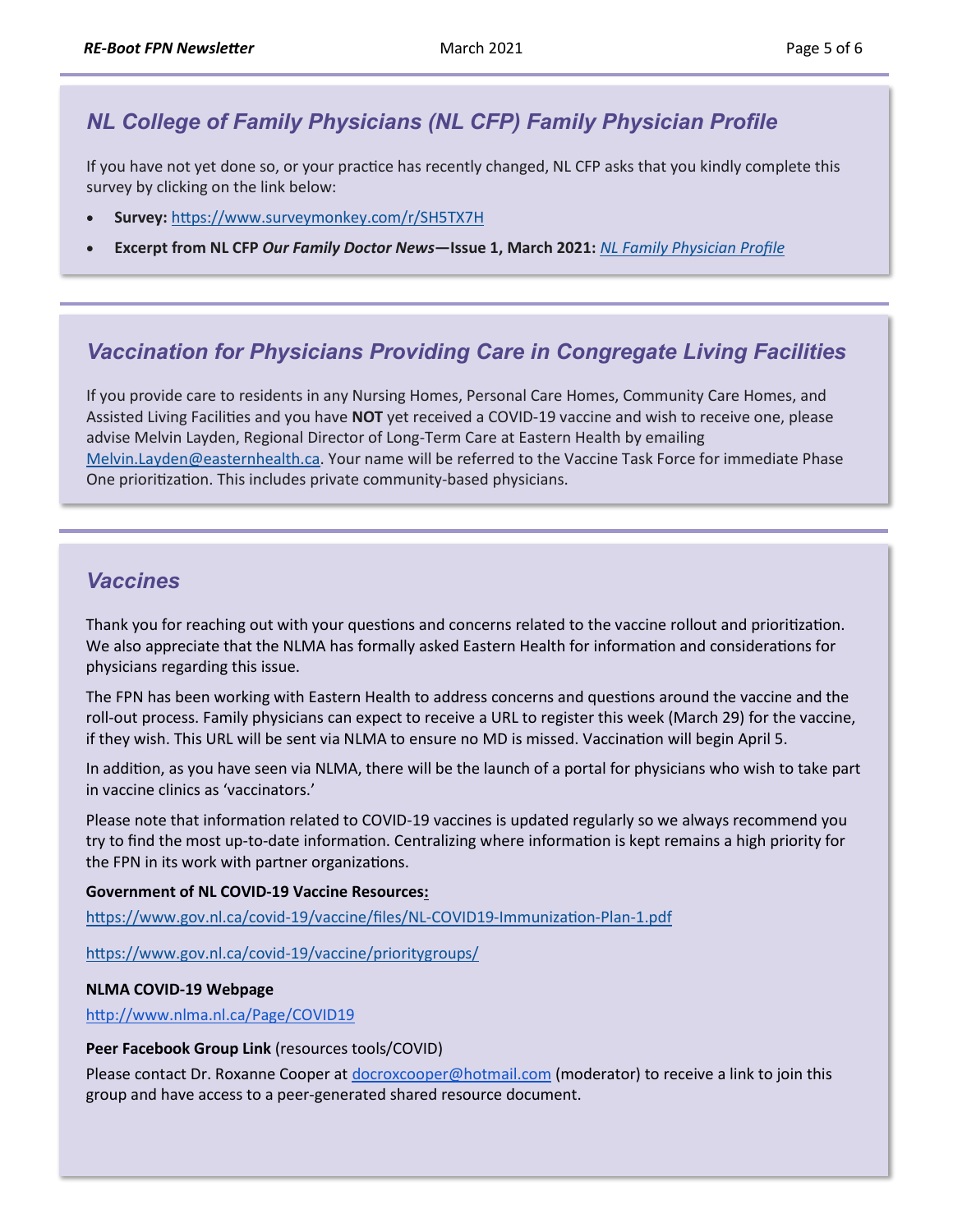## *NL College of Family Physicians (NL CFP) Family Physician Profile*

If you have not yet done so, or your practice has recently changed, NL CFP asks that you kindly complete this survey by clicking on the link below:

- **Survey:** https://www.surveymonkey.com/r/SH5TX7H
- **Excerpt from NL CFP *Our Family Doctor News*—Issue 1, March 2021:** *NL Family Physician Profile*

## *Vaccination for Physicians Providing Care in Congregate Living Facilities*

If you provide care to residents in any Nursing Homes, Personal Care Homes, Community Care Homes, and Assisted Living Facilities and you have **NOT** yet received a COVID-19 vaccine and wish to receive one, please advise Melvin Layden, Regional Director of Long-Term Care at Eastern Health by emailing Melvin.Layden@easternhealth.ca. Your name will be referred to the Vaccine Task Force for immediate Phase One prioritization. This includes private community-based physicians.

## *Vaccines*

Thank you for reaching out with your questions and concerns related to the vaccine rollout and prioritization. We also appreciate that the NLMA has formally asked Eastern Health for information and considerations for physicians regarding this issue.

The FPN has been working with Eastern Health to address concerns and questions around the vaccine and the roll-out process. Family physicians can expect to receive a URL to register this week (March 29) for the vaccine, if they wish. This URL will be sent via NLMA to ensure no MD is missed. Vaccination will begin April 5.

In addition, as you have seen via NLMA, there will be the launch of a portal for physicians who wish to take part in vaccine clinics as 'vaccinators.'

Please note that information related to COVID-19 vaccines is updated regularly so we always recommend you try to find the most up-to-date information. Centralizing where information is kept remains a high priority for the FPN in its work with partner organizations.

**Government of NL COVID-19 Vaccine Resources:**

https://www.gov.nl.ca/covid-19/vaccine/files/NL-COVID19-Immunization-Plan-1.pdf

https://www.gov.nl.ca/covid-19/vaccine/prioritygroups/

**NLMA COVID-19 Webpage**

http://www.nlma.nl.ca/Page/COVID19

**Peer Facebook Group Link** (resources tools/COVID)

Please contact Dr. Roxanne Cooper at docroxcooper@hotmail.com (moderator) to receive a link to join this group and have access to a peer-generated shared resource document.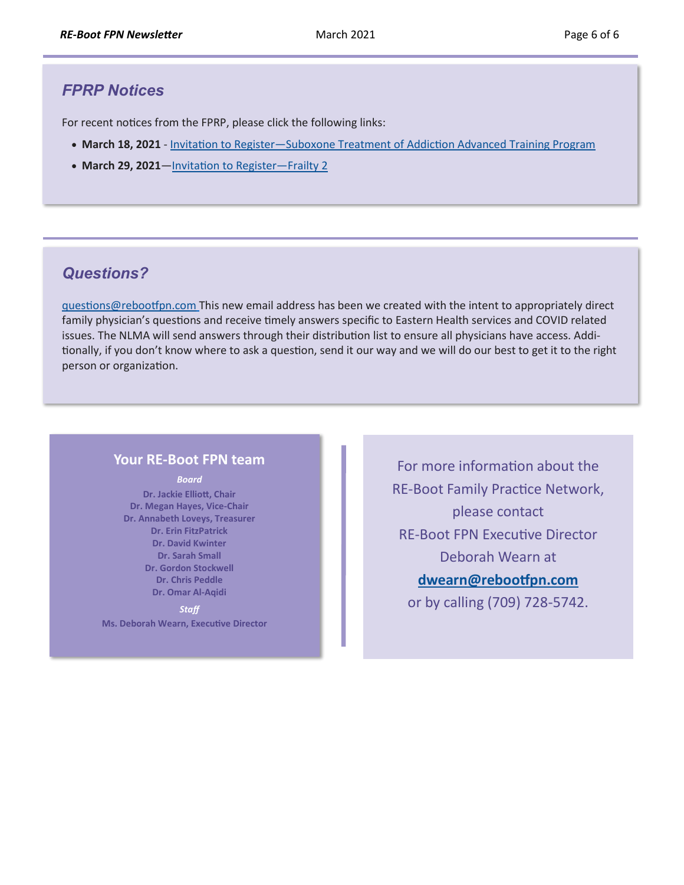## *FPRP Notices*

For recent notices from the FPRP, please click the following links:

- **March 18, 2021** - Invitation to Register—Suboxone Treatment of Addiction Advanced Training Program
- **March 29, 2021**—Invitation to Register—Frailty 2

## *Questions?*

questions@rebootfpn.com This new email address has been we created with the intent to appropriately direct family physician's questions and receive timely answers specific to Eastern Health services and COVID related issues. The NLMA will send answers through their distribution list to ensure all physicians have access. Additionally, if you don't know where to ask a question, send it our way and we will do our best to get it to the right person or organization.

### Your RE-Boot FPN team

***Board***

**Dr. Jackie Elliott, Chair**
**Dr. Megan Hayes, Vice-Chair**
**Dr. Annabeth Loveys, Treasurer**
**Dr. Erin FitzPatrick**
**Dr. David Kwinter**
**Dr. Sarah Small**
**Dr. Gordon Stockwell**
**Dr. Chris Peddle**
**Dr. Omar Al-Aqidi**

***Staff***

**Ms. Deborah Wearn, Executive Director**

For more information about the RE-Boot Family Practice Network, please contact RE-Boot FPN Executive Director Deborah Wearn at **dwearn@rebootfpn.com** or by calling (709) 728-5742.